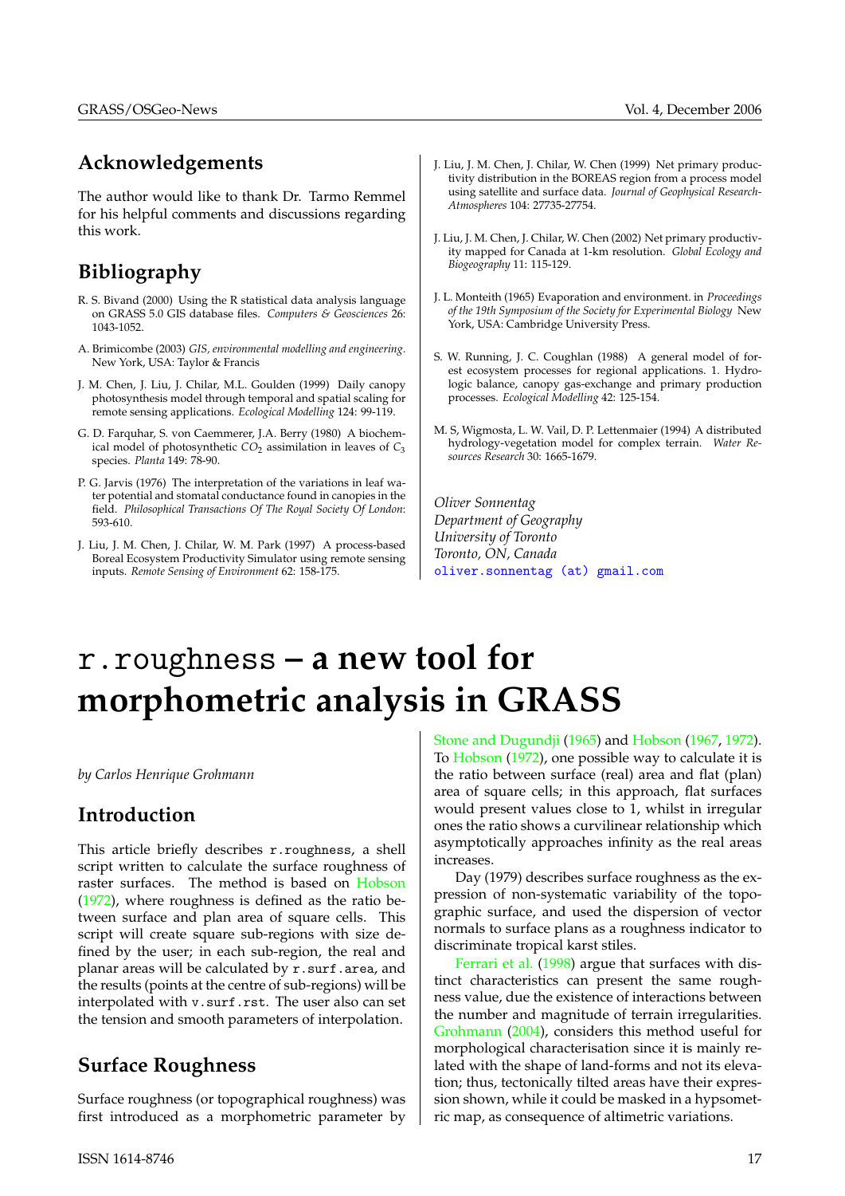## Acknowledgements

The author would like to thank Dr. Tarmo Remmel for his helpful comments and discussions regarding this work.

## Bibliography

R. S. Bivand (2000) Using the R statistical data analysis language on GRASS 5.0 GIS database files. *Computers & Geosciences* 26: 1043-1052.

A. Brimicombe (2003) *GIS, environmental modelling and engineering*. New York, USA: Taylor & Francis

J. M. Chen, J. Liu, J. Chilar, M.L. Goulden (1999) Daily canopy photosynthesis model through temporal and spatial scaling for remote sensing applications. *Ecological Modelling* 124: 99-119.

G. D. Farquhar, S. von Caemmerer, J.A. Berry (1980) A biochemical model of photosynthetic $CO_2$ assimilation in leaves of $C_3$ species. *Planta* 149: 78-90.

P. G. Jarvis (1976) The interpretation of the variations in leaf water potential and stomatal conductance found in canopies in the field. *Philosophical Transactions Of The Royal Society Of London*: 593-610.

J. Liu, J. M. Chen, J. Chilar, W. M. Park (1997) A process-based Boreal Ecosystem Productivity Simulator using remote sensing inputs. *Remote Sensing of Environment* 62: 158-175.

J. Liu, J. M. Chen, J. Chilar, W. Chen (1999) Net primary productivity distribution in the BOREAS region from a process model using satellite and surface data. *Journal of Geophysical Research-Atmospheres* 104: 27735-27754.

J. Liu, J. M. Chen, J. Chilar, W. Chen (2002) Net primary productivity mapped for Canada at 1-km resolution. *Global Ecology and Biogeography* 11: 115-129.

J. L. Monteith (1965) Evaporation and environment. in *Proceedings of the 19th Symposium of the Society for Experimental Biology* New York, USA: Cambridge University Press.

S. W. Running, J. C. Coughlan (1988) A general model of forest ecosystem processes for regional applications. 1. Hydrologic balance, canopy gas-exchange and primary production processes. *Ecological Modelling* 42: 125-154.

M. S, Wigmosta, L. W. Vail, D. P. Lettenmaier (1994) A distributed hydrology-vegetation model for complex terrain. *Water Resources Research* 30: 1665-1679.

*Oliver Sonnentag*
*Department of Geography*
*University of Toronto*
*Toronto, ON, Canada*
oliver.sonnentag (at) gmail.com

# `r.roughness` – a new tool for morphometric analysis in GRASS

*by Carlos Henrique Grohmann*

## Introduction

This article briefly describes `r.roughness`, a shell script written to calculate the surface roughness of raster surfaces. The method is based on Hobson (1972), where roughness is defined as the ratio between surface and plan area of square cells. This script will create square sub-regions with size defined by the user; in each sub-region, the real and planar areas will be calculated by `r.surf.area`, and the results (points at the centre of sub-regions) will be interpolated with `v.surf.rst`. The user also can set the tension and smooth parameters of interpolation.

## Surface Roughness

Surface roughness (or topographical roughness) was first introduced as a morphometric parameter by Stone and Dugundji (1965) and Hobson (1967, 1972). To Hobson (1972), one possible way to calculate it is the ratio between surface (real) area and flat (plan) area of square cells; in this approach, flat surfaces would present values close to 1, whilst in irregular ones the ratio shows a curvilinear relationship which asymptotically approaches infinity as the real areas increases.

Day (1979) describes surface roughness as the expression of non-systematic variability of the topographic surface, and used the dispersion of vector normals to surface plans as a roughness indicator to discriminate tropical karst stiles.

Ferrari et al. (1998) argue that surfaces with distinct characteristics can present the same roughness value, due the existence of interactions between the number and magnitude of terrain irregularities. Grohmann (2004), considers this method useful for morphological characterisation since it is mainly related with the shape of land-forms and not its elevation; thus, tectonically tilted areas have their expression shown, while it could be masked in a hypsometric map, as consequence of altimetric variations.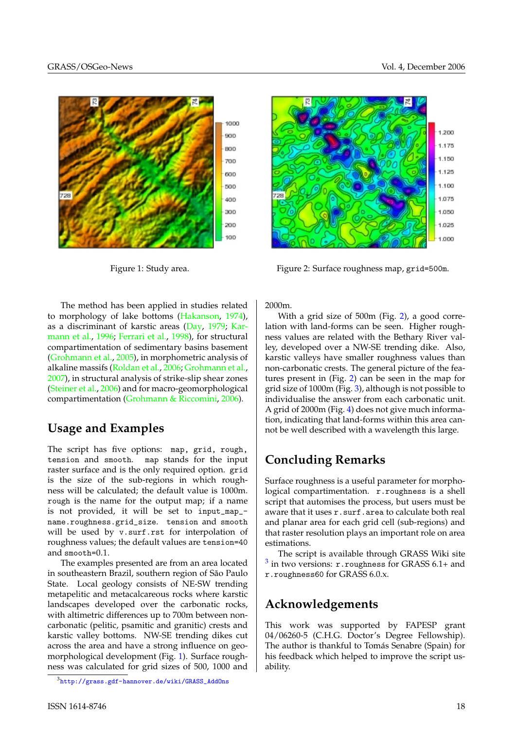Figure 1: Study area.

Figure 2: Surface roughness map, `grid=500m`.

The method has been applied in studies related to morphology of lake bottoms (Hakanson, 1974), as a discriminant of karstic areas (Day, 1979; Karmann et al., 1996; Ferrari et al., 1998), for structural compartimentation of sedimentary basins basement (Grohmann et al., 2005), in morphometric analysis of alkaline massifs (Roldan et al., 2006; Grohmann et al., 2007), in structural analysis of strike-slip shear zones (Steiner et al., 2006) and for macro-geomorphological compartimentation (Grohmann & Riccomini, 2006).

## Usage and Examples

The script has five options: `map`, `grid`, `rough`, `tension` and `smooth`. `map` stands for the input raster surface and is the only required option. `grid` is the size of the sub-regions in which roughness will be calculated; the default value is 1000m. `rough` is the name for the output map; if a name is not provided, it will be set to `input_map_name.roughness.grid_size`. `tension` and `smooth` will be used by `v.surf.rst` for interpolation of roughness values; the default values are `tension=40` and `smooth=0.1`.

The examples presented are from an area located in southeastern Brazil, southern region of São Paulo State. Local geology consists of NE-SW trending metapelitic and metacalcareous rocks where karstic landscapes developed over the carbonatic rocks, with altimetric differences up to 700m between non-carbonatic (pelitic, psamitic and granitic) crests and karstic valley bottoms. NW-SE trending dikes cut across the area and have a strong influence on geomorphological development (Fig. 1). Surface roughness was calculated for grid sizes of 500, 1000 and 2000m.

With a grid size of 500m (Fig. 2), a good correlation with land-forms can be seen. Higher roughness values are related with the Bethary River valley, developed over a NW-SE trending dike. Also, karstic valleys have smaller roughness values than non-carbonatic crests. The general picture of the features present in (Fig. 2) can be seen in the map for grid size of 1000m (Fig. 3), although is not possible to individualise the answer from each carbonatic unit. A grid of 2000m (Fig. 4) does not give much information, indicating that land-forms within this area cannot be well described with a wavelength this large.

## Concluding Remarks

Surface roughness is a useful parameter for morphological compartimentation. `r.roughness` is a shell script that automises the process, but users must be aware that it uses `r.surf.area` to calculate both real and planar area for each grid cell (sub-regions) and that raster resolution plays an important role on area estimations.

The script is available through GRASS Wiki site [3] in two versions: `r.roughness` for GRASS 6.1+ and `r.roughness60` for GRASS 6.0.x.

## Acknowledgements

This work was supported by FAPESP grant 04/06260-5 (C.H.G. Doctor's Degree Fellowship). The author is thankful to Tomás Senabre (Spain) for his feedback which helped to improve the script usability.

[3] http://grass.gdf-hannover.de/wiki/GRASS_AddOns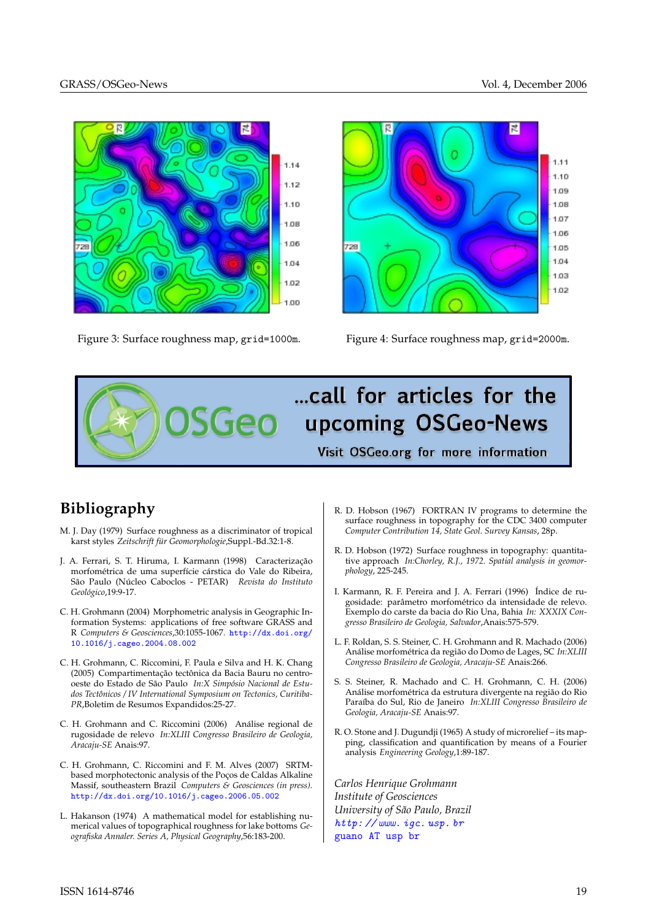73

74

728

1.14
1.12
1.10
1.08
1.06
1.04
1.02
1.00

Figure 3: Surface roughness map, `grid=1000m`.

73

74

728

1.11
1.10
1.09
1.08
1.07
1.06
1.05
1.04
1.03
1.02

Figure 4: Surface roughness map, `grid=2000m`.

OSGeo

...call for articles for the upcoming OSGeo-News

Visit OSGeo.org for more information

## Bibliography

M. J. Day (1979) Surface roughness as a discriminator of tropical karst styles *Zeitschrift für Geomorphologie*,Suppl.-Bd.32:1-8.

J. A. Ferrari, S. T. Hiruma, I. Karmann (1998) Caracterização morfométrica de uma superfície cárstica do Vale do Ribeira, São Paulo (Núcleo Caboclos - PETAR) *Revista do Instituto Geológico*,19:9-17.

C. H. Grohmann (2004) Morphometric analysis in Geographic Information Systems: applications of free software GRASS and R *Computers & Geosciences*,30:1055-1067. http://dx.doi.org/10.1016/j.cageo.2004.08.002

C. H. Grohmann, C. Riccomini, F. Paula e Silva and H. K. Chang (2005) Compartimentação tectônica da Bacia Bauru no centro-oeste do Estado de São Paulo *In:X Simpósio Nacional de Estudos Tectônicos / IV International Symposium on Tectonics, Curitiba-PR*,Boletim de Resumos Expandidos:25-27.

C. H. Grohmann and C. Riccomini (2006) Análise regional de rugosidade de relevo *In:XLIII Congresso Brasileiro de Geologia, Aracaju-SE* Anais:97.

C. H. Grohmann, C. Riccomini and F. M. Alves (2007) SRTM-based morphotectonic analysis of the Poços de Caldas Alkaline Massif, southeastern Brazil *Computers & Geosciences (in press)*. http://dx.doi.org/10.1016/j.cageo.2006.05.002

L. Hakanson (1974) A mathematical model for establishing numerical values of topographical roughness for lake bottoms *Geografiska Annaler. Series A, Physical Geography*,56:183-200.

R. D. Hobson (1967) FORTRAN IV programs to determine the surface roughness in topography for the CDC 3400 computer *Computer Contribution 14, State Geol. Survey Kansas*, 28p.

R. D. Hobson (1972) Surface roughness in topography: quantitative approach *In:Chorley, R.J., 1972. Spatial analysis in geomorphology*, 225-245.

I. Karmann, R. F. Pereira and J. A. Ferrari (1996) Índice de rugosidade: parâmetro morfométrico da intensidade de relevo. Exemplo do carste da bacia do Rio Una, Bahia *In: XXXIX Congresso Brasileiro de Geologia, Salvador*,Anais:575-579.

L. F. Roldan, S. S. Steiner, C. H. Grohmann and R. Machado (2006) Análise morfométrica da região do Domo de Lages, SC *In:XLIII Congresso Brasileiro de Geologia, Aracaju-SE* Anais:266.

S. S. Steiner, R. Machado and C. H. Grohmann, C. H. (2006) Análise morfométrica da estrutura divergente na região do Rio Paraíba do Sul, Rio de Janeiro *In:XLIII Congresso Brasileiro de Geologia, Aracaju-SE* Anais:97.

R. O. Stone and J. Dugundji (1965) A study of microrelief – its mapping, classification and quantification by means of a Fourier analysis *Engineering Geology*,1:89-187.

*Carlos Henrique Grohmann*
*Institute of Geosciences*
*University of São Paulo, Brazil*
http://www.igc.usp.br
guano AT usp br